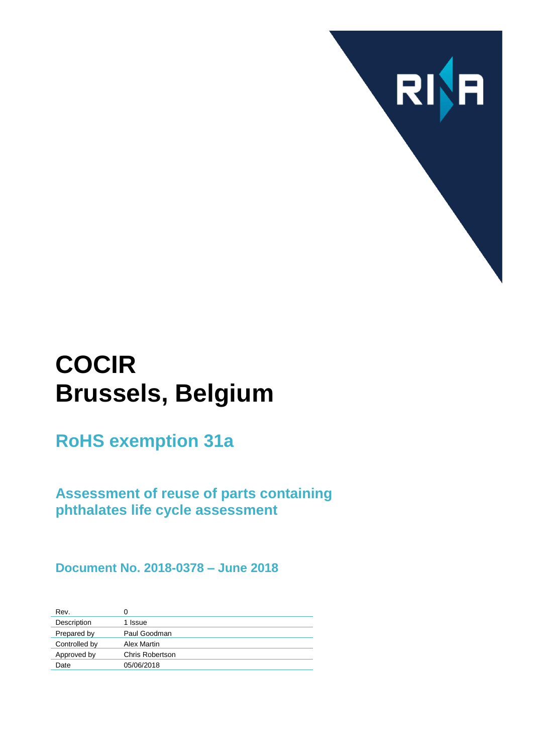# COCIR
# Brussels, Belgium

## RoHS exemption 31a

### Assessment of reuse of parts containing phthalates life cycle assessment

### Document No. 2018-0378 – June 2018

| Rev. | 0 |
|---|---|
| Description | 1 Issue |
| Prepared by | Paul Goodman |
| Controlled by | Alex Martin |
| Approved by | Chris Robertson |
| Date | 05/06/2018 |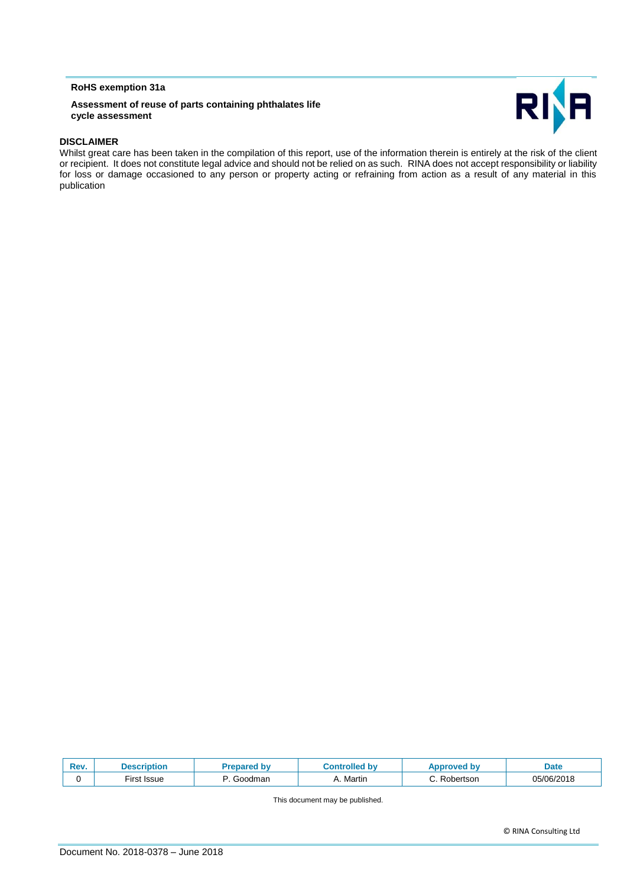**RoHS exemption 31a**

**Assessment of reuse of parts containing phthalates life cycle assessment**

**DISCLAIMER**

Whilst great care has been taken in the compilation of this report, use of the information therein is entirely at the risk of the client or recipient. It does not constitute legal advice and should not be relied on as such. RINA does not accept responsibility or liability for loss or damage occasioned to any person or property acting or refraining from action as a result of any material in this publication

| Rev. | Description | Prepared by | Controlled by | Approved by | Date |
|---|---|---|---|---|---|
| 0 | First Issue | P. Goodman | A. Martin | C. Robertson | 05/06/2018 |

This document may be published.

© RINA Consulting Ltd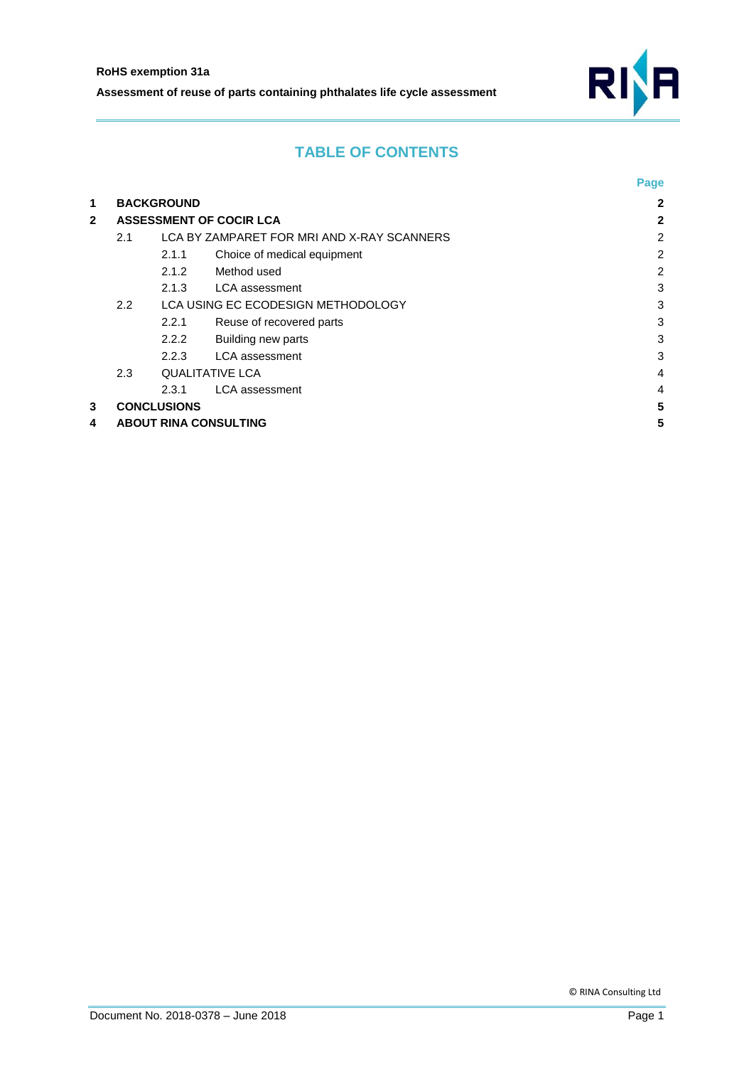# TABLE OF CONTENTS

| | | | Page |
|---|---|---|---|
| **1** | **BACKGROUND** | | **2** |
| **2** | **ASSESSMENT OF COCIR LCA** | | **2** |
| | 2.1 | LCA BY ZAMPARET FOR MRI AND X-RAY SCANNERS | 2 |
| | 2.1.1 | Choice of medical equipment | 2 |
| | 2.1.2 | Method used | 2 |
| | 2.1.3 | LCA assessment | 3 |
| | 2.2 | LCA USING EC ECODESIGN METHODOLOGY | 3 |
| | 2.2.1 | Reuse of recovered parts | 3 |
| | 2.2.2 | Building new parts | 3 |
| | 2.2.3 | LCA assessment | 3 |
| | 2.3 | QUALITATIVE LCA | 4 |
| | 2.3.1 | LCA assessment | 4 |
| **3** | **CONCLUSIONS** | | **5** |
| **4** | **ABOUT RINA CONSULTING** | | **5** |

© RINA Consulting Ltd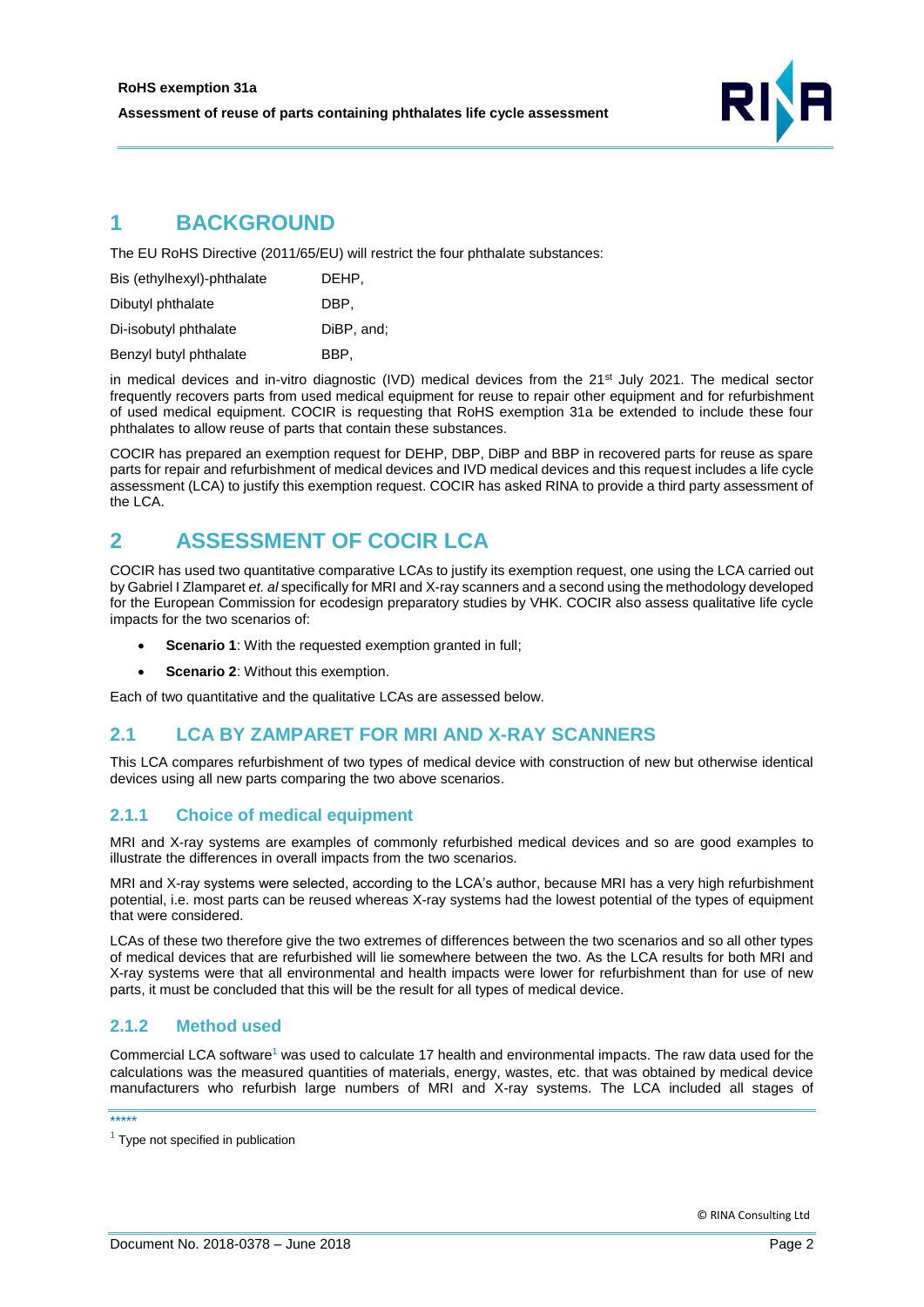# 1 BACKGROUND

The EU RoHS Directive (2011/65/EU) will restrict the four phthalate substances:

| | |
|---|---|
| Bis (ethylhexyl)-phthalate | DEHP, |
| Dibutyl phthalate | DBP, |
| Di-isobutyl phthalate | DiBP, and; |
| Benzyl butyl phthalate | BBP, |

in medical devices and in-vitro diagnostic (IVD) medical devices from the 21st July 2021. The medical sector frequently recovers parts from used medical equipment for reuse to repair other equipment and for refurbishment of used medical equipment. COCIR is requesting that RoHS exemption 31a be extended to include these four phthalates to allow reuse of parts that contain these substances.

COCIR has prepared an exemption request for DEHP, DBP, DiBP and BBP in recovered parts for reuse as spare parts for repair and refurbishment of medical devices and IVD medical devices and this request includes a life cycle assessment (LCA) to justify this exemption request. COCIR has asked RINA to provide a third party assessment of the LCA.

# 2 ASSESSMENT OF COCIR LCA

COCIR has used two quantitative comparative LCAs to justify its exemption request, one using the LCA carried out by Gabriel I Zlamparet *et. al* specifically for MRI and X-ray scanners and a second using the methodology developed for the European Commission for ecodesign preparatory studies by VHK. COCIR also assess qualitative life cycle impacts for the two scenarios of:

- **Scenario 1**: With the requested exemption granted in full;
- **Scenario 2**: Without this exemption.

Each of two quantitative and the qualitative LCAs are assessed below.

## 2.1 LCA BY ZAMPARET FOR MRI AND X-RAY SCANNERS

This LCA compares refurbishment of two types of medical device with construction of new but otherwise identical devices using all new parts comparing the two above scenarios.

### 2.1.1 Choice of medical equipment

MRI and X-ray systems are examples of commonly refurbished medical devices and so are good examples to illustrate the differences in overall impacts from the two scenarios.

MRI and X-ray systems were selected, according to the LCA's author, because MRI has a very high refurbishment potential, i.e. most parts can be reused whereas X-ray systems had the lowest potential of the types of equipment that were considered.

LCAs of these two therefore give the two extremes of differences between the two scenarios and so all other types of medical devices that are refurbished will lie somewhere between the two. As the LCA results for both MRI and X-ray systems were that all environmental and health impacts were lower for refurbishment than for use of new parts, it must be concluded that this will be the result for all types of medical device.

### 2.1.2 Method used

Commercial LCA software[1] was used to calculate 17 health and environmental impacts. The raw data used for the calculations was the measured quantities of materials, energy, wastes, etc. that was obtained by medical device manufacturers who refurbish large numbers of MRI and X-ray systems. The LCA included all stages of

[1] Type not specified in publication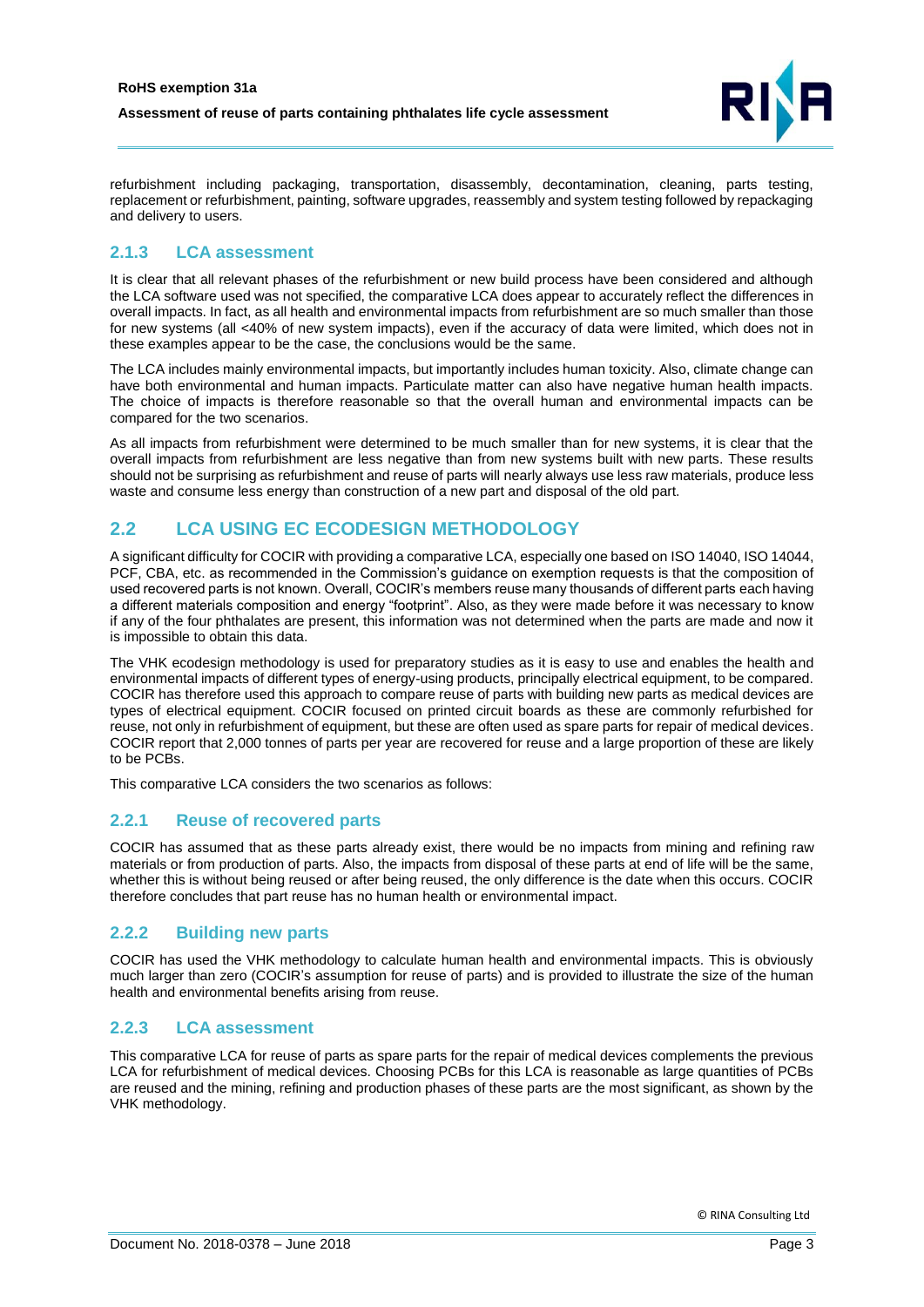refurbishment including packaging, transportation, disassembly, decontamination, cleaning, parts testing, replacement or refurbishment, painting, software upgrades, reassembly and system testing followed by repackaging and delivery to users.

### 2.1.3 LCA assessment

It is clear that all relevant phases of the refurbishment or new build process have been considered and although the LCA software used was not specified, the comparative LCA does appear to accurately reflect the differences in overall impacts. In fact, as all health and environmental impacts from refurbishment are so much smaller than those for new systems (all <40% of new system impacts), even if the accuracy of data were limited, which does not in these examples appear to be the case, the conclusions would be the same.

The LCA includes mainly environmental impacts, but importantly includes human toxicity. Also, climate change can have both environmental and human impacts. Particulate matter can also have negative human health impacts. The choice of impacts is therefore reasonable so that the overall human and environmental impacts can be compared for the two scenarios.

As all impacts from refurbishment were determined to be much smaller than for new systems, it is clear that the overall impacts from refurbishment are less negative than from new systems built with new parts. These results should not be surprising as refurbishment and reuse of parts will nearly always use less raw materials, produce less waste and consume less energy than construction of a new part and disposal of the old part.

## 2.2 LCA USING EC ECODESIGN METHODOLOGY

A significant difficulty for COCIR with providing a comparative LCA, especially one based on ISO 14040, ISO 14044, PCF, CBA, etc. as recommended in the Commission's guidance on exemption requests is that the composition of used recovered parts is not known. Overall, COCIR's members reuse many thousands of different parts each having a different materials composition and energy "footprint". Also, as they were made before it was necessary to know if any of the four phthalates are present, this information was not determined when the parts are made and now it is impossible to obtain this data.

The VHK ecodesign methodology is used for preparatory studies as it is easy to use and enables the health and environmental impacts of different types of energy-using products, principally electrical equipment, to be compared. COCIR has therefore used this approach to compare reuse of parts with building new parts as medical devices are types of electrical equipment. COCIR focused on printed circuit boards as these are commonly refurbished for reuse, not only in refurbishment of equipment, but these are often used as spare parts for repair of medical devices. COCIR report that 2,000 tonnes of parts per year are recovered for reuse and a large proportion of these are likely to be PCBs.

This comparative LCA considers the two scenarios as follows:

### 2.2.1 Reuse of recovered parts

COCIR has assumed that as these parts already exist, there would be no impacts from mining and refining raw materials or from production of parts. Also, the impacts from disposal of these parts at end of life will be the same, whether this is without being reused or after being reused, the only difference is the date when this occurs. COCIR therefore concludes that part reuse has no human health or environmental impact.

### 2.2.2 Building new parts

COCIR has used the VHK methodology to calculate human health and environmental impacts. This is obviously much larger than zero (COCIR's assumption for reuse of parts) and is provided to illustrate the size of the human health and environmental benefits arising from reuse.

### 2.2.3 LCA assessment

This comparative LCA for reuse of parts as spare parts for the repair of medical devices complements the previous LCA for refurbishment of medical devices. Choosing PCBs for this LCA is reasonable as large quantities of PCBs are reused and the mining, refining and production phases of these parts are the most significant, as shown by the VHK methodology.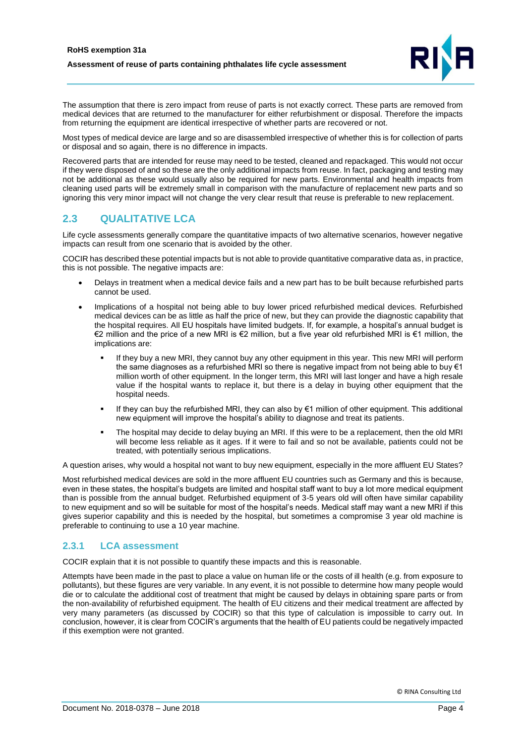The assumption that there is zero impact from reuse of parts is not exactly correct. These parts are removed from medical devices that are returned to the manufacturer for either refurbishment or disposal. Therefore the impacts from returning the equipment are identical irrespective of whether parts are recovered or not.

Most types of medical device are large and so are disassembled irrespective of whether this is for collection of parts or disposal and so again, there is no difference in impacts.

Recovered parts that are intended for reuse may need to be tested, cleaned and repackaged. This would not occur if they were disposed of and so these are the only additional impacts from reuse. In fact, packaging and testing may not be additional as these would usually also be required for new parts. Environmental and health impacts from cleaning used parts will be extremely small in comparison with the manufacture of replacement new parts and so ignoring this very minor impact will not change the very clear result that reuse is preferable to new replacement.

## 2.3 QUALITATIVE LCA

Life cycle assessments generally compare the quantitative impacts of two alternative scenarios, however negative impacts can result from one scenario that is avoided by the other.

COCIR has described these potential impacts but is not able to provide quantitative comparative data as, in practice, this is not possible. The negative impacts are:

- Delays in treatment when a medical device fails and a new part has to be built because refurbished parts cannot be used.
- Implications of a hospital not being able to buy lower priced refurbished medical devices. Refurbished medical devices can be as little as half the price of new, but they can provide the diagnostic capability that the hospital requires. All EU hospitals have limited budgets. If, for example, a hospital's annual budget is €2 million and the price of a new MRI is €2 million, but a five year old refurbished MRI is €1 million, the implications are:
  - If they buy a new MRI, they cannot buy any other equipment in this year. This new MRI will perform the same diagnoses as a refurbished MRI so there is negative impact from not being able to buy €1 million worth of other equipment. In the longer term, this MRI will last longer and have a high resale value if the hospital wants to replace it, but there is a delay in buying other equipment that the hospital needs.
  - If they can buy the refurbished MRI, they can also by €1 million of other equipment. This additional new equipment will improve the hospital's ability to diagnose and treat its patients.
  - The hospital may decide to delay buying an MRI. If this were to be a replacement, then the old MRI will become less reliable as it ages. If it were to fail and so not be available, patients could not be treated, with potentially serious implications.

A question arises, why would a hospital not want to buy new equipment, especially in the more affluent EU States?

Most refurbished medical devices are sold in the more affluent EU countries such as Germany and this is because, even in these states, the hospital's budgets are limited and hospital staff want to buy a lot more medical equipment than is possible from the annual budget. Refurbished equipment of 3-5 years old will often have similar capability to new equipment and so will be suitable for most of the hospital's needs. Medical staff may want a new MRI if this gives superior capability and this is needed by the hospital, but sometimes a compromise 3 year old machine is preferable to continuing to use a 10 year machine.

### 2.3.1 LCA assessment

COCIR explain that it is not possible to quantify these impacts and this is reasonable.

Attempts have been made in the past to place a value on human life or the costs of ill health (e.g. from exposure to pollutants), but these figures are very variable. In any event, it is not possible to determine how many people would die or to calculate the additional cost of treatment that might be caused by delays in obtaining spare parts or from the non-availability of refurbished equipment. The health of EU citizens and their medical treatment are affected by very many parameters (as discussed by COCIR) so that this type of calculation is impossible to carry out. In conclusion, however, it is clear from COCIR's arguments that the health of EU patients could be negatively impacted if this exemption were not granted.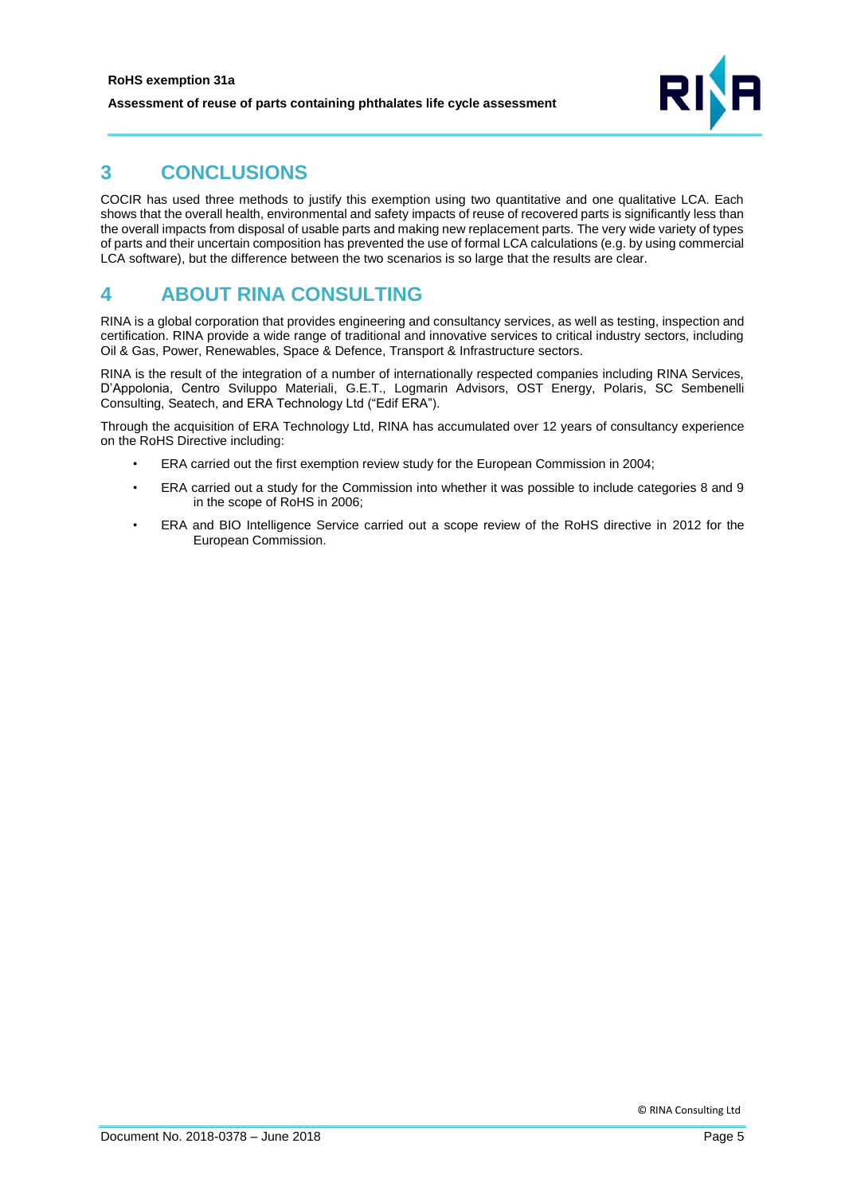# 3 CONCLUSIONS

COCIR has used three methods to justify this exemption using two quantitative and one qualitative LCA. Each shows that the overall health, environmental and safety impacts of reuse of recovered parts is significantly less than the overall impacts from disposal of usable parts and making new replacement parts. The very wide variety of types of parts and their uncertain composition has prevented the use of formal LCA calculations (e.g. by using commercial LCA software), but the difference between the two scenarios is so large that the results are clear.

# 4 ABOUT RINA CONSULTING

RINA is a global corporation that provides engineering and consultancy services, as well as testing, inspection and certification. RINA provide a wide range of traditional and innovative services to critical industry sectors, including Oil & Gas, Power, Renewables, Space & Defence, Transport & Infrastructure sectors.

RINA is the result of the integration of a number of internationally respected companies including RINA Services, D'Appolonia, Centro Sviluppo Materiali, G.E.T., Logmarin Advisors, OST Energy, Polaris, SC Sembenelli Consulting, Seatech, and ERA Technology Ltd ("Edif ERA").

Through the acquisition of ERA Technology Ltd, RINA has accumulated over 12 years of consultancy experience on the RoHS Directive including:

- ERA carried out the first exemption review study for the European Commission in 2004;
- ERA carried out a study for the Commission into whether it was possible to include categories 8 and 9 in the scope of RoHS in 2006;
- ERA and BIO Intelligence Service carried out a scope review of the RoHS directive in 2012 for the European Commission.

© RINA Consulting Ltd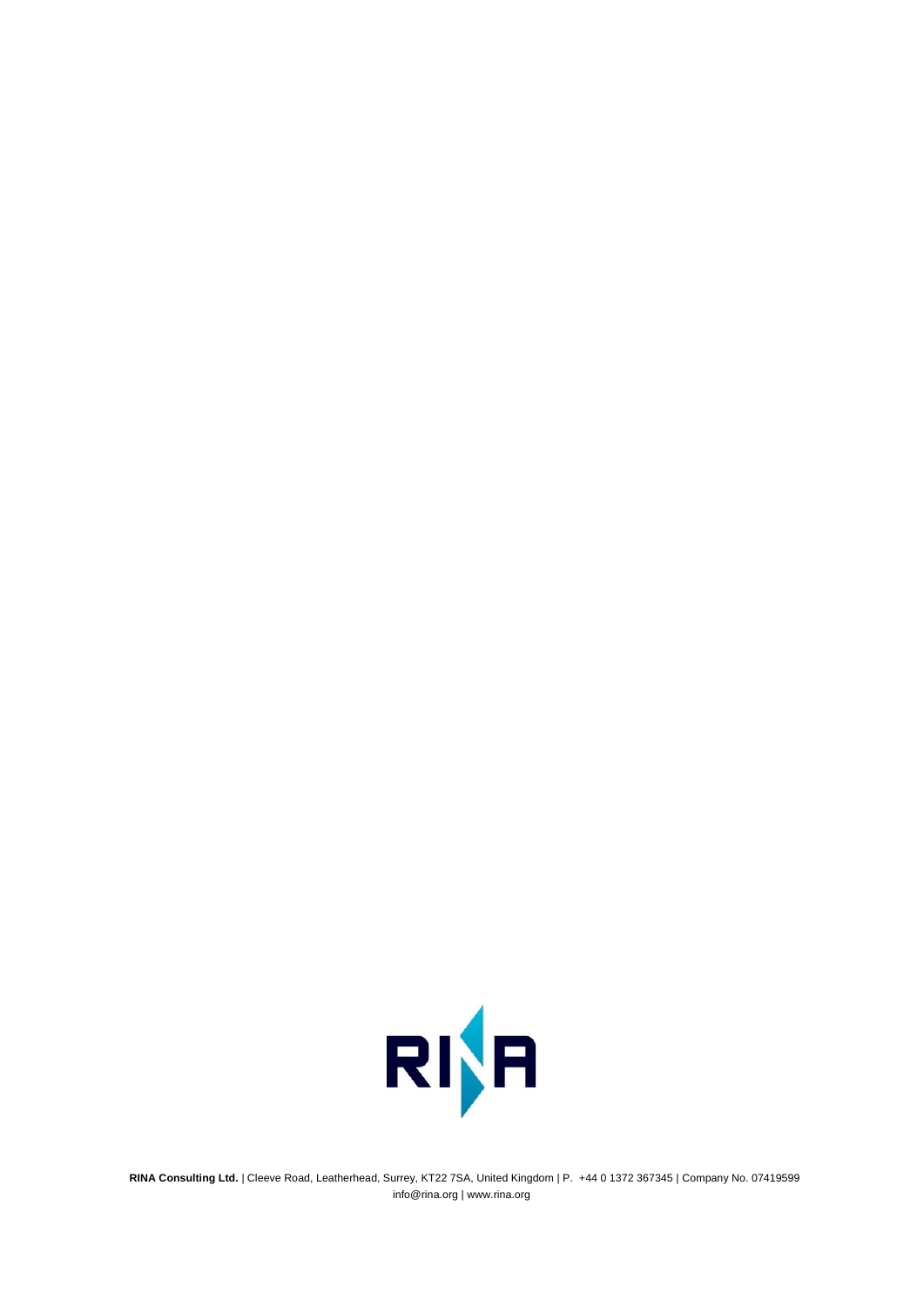RINA

**RINA Consulting Ltd.** | Cleeve Road, Leatherhead, Surrey, KT22 7SA, United Kingdom | P. +44 0 1372 367345 | Company No. 07419599
info@rina.org | www.rina.org